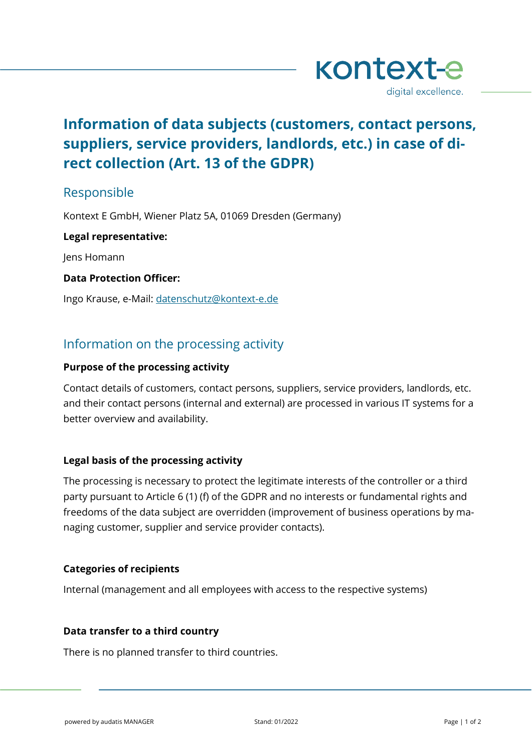# Information of data subjects (customers, contact persons, suppliers, service providers, landlords, etc.) in case of direct collection (Art. 13 of the GDPR)

## Responsible

Kontext E GmbH, Wiener Platz 5A, 01069 Dresden (Germany)

**Legal representative:**

Jens Homann

**Data Protection Officer:**

Ingo Krause, e-Mail: datenschutz@kontext-e.de

## Information on the processing activity

**Purpose of the processing activity**

Contact details of customers, contact persons, suppliers, service providers, landlords, etc. and their contact persons (internal and external) are processed in various IT systems for a better overview and availability.

**Legal basis of the processing activity**

The processing is necessary to protect the legitimate interests of the controller or a third party pursuant to Article 6 (1) (f) of the GDPR and no interests or fundamental rights and freedoms of the data subject are overridden (improvement of business operations by managing customer, supplier and service provider contacts).

**Categories of recipients**

Internal (management and all employees with access to the respective systems)

**Data transfer to a third country**

There is no planned transfer to third countries.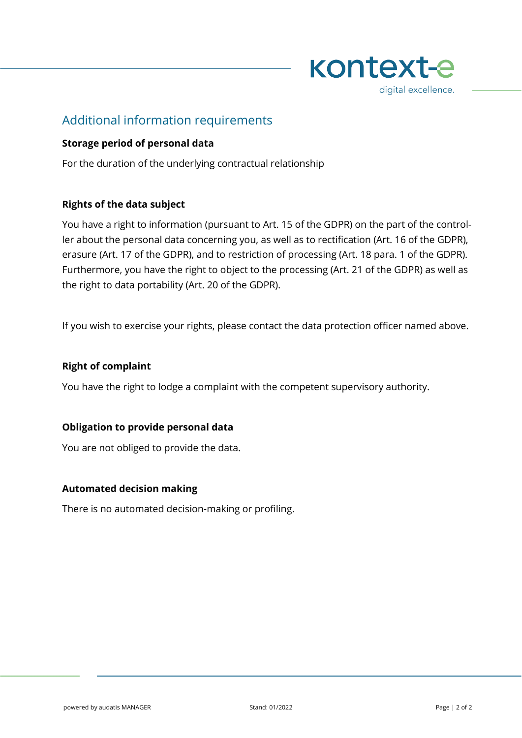## Additional information requirements

**Storage period of personal data**

For the duration of the underlying contractual relationship

**Rights of the data subject**

You have a right to information (pursuant to Art. 15 of the GDPR) on the part of the controller about the personal data concerning you, as well as to rectification (Art. 16 of the GDPR), erasure (Art. 17 of the GDPR), and to restriction of processing (Art. 18 para. 1 of the GDPR). Furthermore, you have the right to object to the processing (Art. 21 of the GDPR) as well as the right to data portability (Art. 20 of the GDPR).

If you wish to exercise your rights, please contact the data protection officer named above.

**Right of complaint**

You have the right to lodge a complaint with the competent supervisory authority.

**Obligation to provide personal data**

You are not obliged to provide the data.

**Automated decision making**

There is no automated decision-making or profiling.